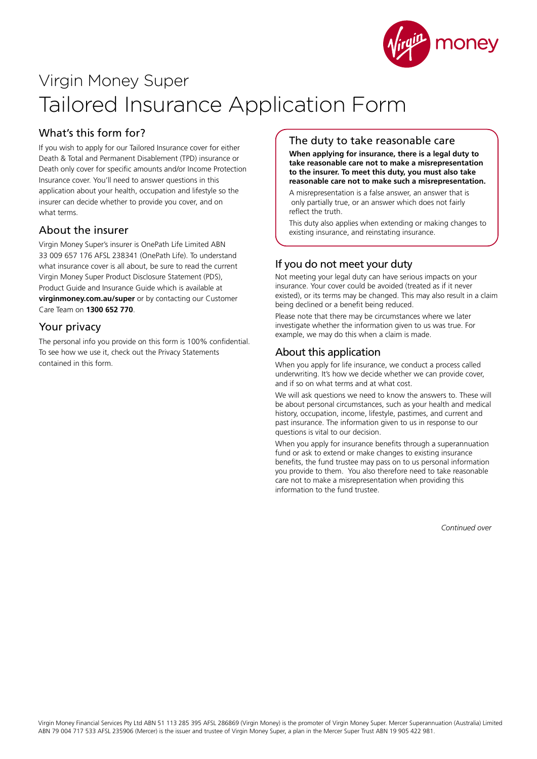# Virgin Money Super

# Tailored Insurance Application Form

## What's this form for?

If you wish to apply for our Tailored Insurance cover for either Death & Total and Permanent Disablement (TPD) insurance or Death only cover for specific amounts and/or Income Protection Insurance cover. You'll need to answer questions in this application about your health, occupation and lifestyle so the insurer can decide whether to provide you cover, and on what terms.

## About the insurer

Virgin Money Super's insurer is OnePath Life Limited ABN 33 009 657 176 AFSL 238341 (OnePath Life). To understand what insurance cover is all about, be sure to read the current Virgin Money Super Product Disclosure Statement (PDS), Product Guide and Insurance Guide which is available at **virginmoney.com.au/super** or by contacting our Customer Care Team on **1300 652 770**.

## Your privacy

The personal info you provide on this form is 100% confidential. To see how we use it, check out the Privacy Statements contained in this form.

## The duty to take reasonable care

**When applying for insurance, there is a legal duty to take reasonable care not to make a misrepresentation to the insurer. To meet this duty, you must also take reasonable care not to make such a misrepresentation.**

A misrepresentation is a false answer, an answer that is only partially true, or an answer which does not fairly reflect the truth.

This duty also applies when extending or making changes to existing insurance, and reinstating insurance.

## If you do not meet your duty

Not meeting your legal duty can have serious impacts on your insurance. Your cover could be avoided (treated as if it never existed), or its terms may be changed. This may also result in a claim being declined or a benefit being reduced.

Please note that there may be circumstances where we later investigate whether the information given to us was true. For example, we may do this when a claim is made.

## About this application

When you apply for life insurance, we conduct a process called underwriting. It's how we decide whether we can provide cover, and if so on what terms and at what cost.

We will ask questions we need to know the answers to. These will be about personal circumstances, such as your health and medical history, occupation, income, lifestyle, pastimes, and current and past insurance. The information given to us in response to our questions is vital to our decision.

When you apply for insurance benefits through a superannuation fund or ask to extend or make changes to existing insurance benefits, the fund trustee may pass on to us personal information you provide to them. You also therefore need to take reasonable care not to make a misrepresentation when providing this information to the fund trustee.

*Continued over*

Virgin Money Financial Services Pty Ltd ABN 51 113 285 395 AFSL 286869 (Virgin Money) is the promoter of Virgin Money Super. Mercer Superannuation (Australia) Limited ABN 79 004 717 533 AFSL 235906 (Mercer) is the issuer and trustee of Virgin Money Super, a plan in the Mercer Super Trust ABN 19 905 422 981.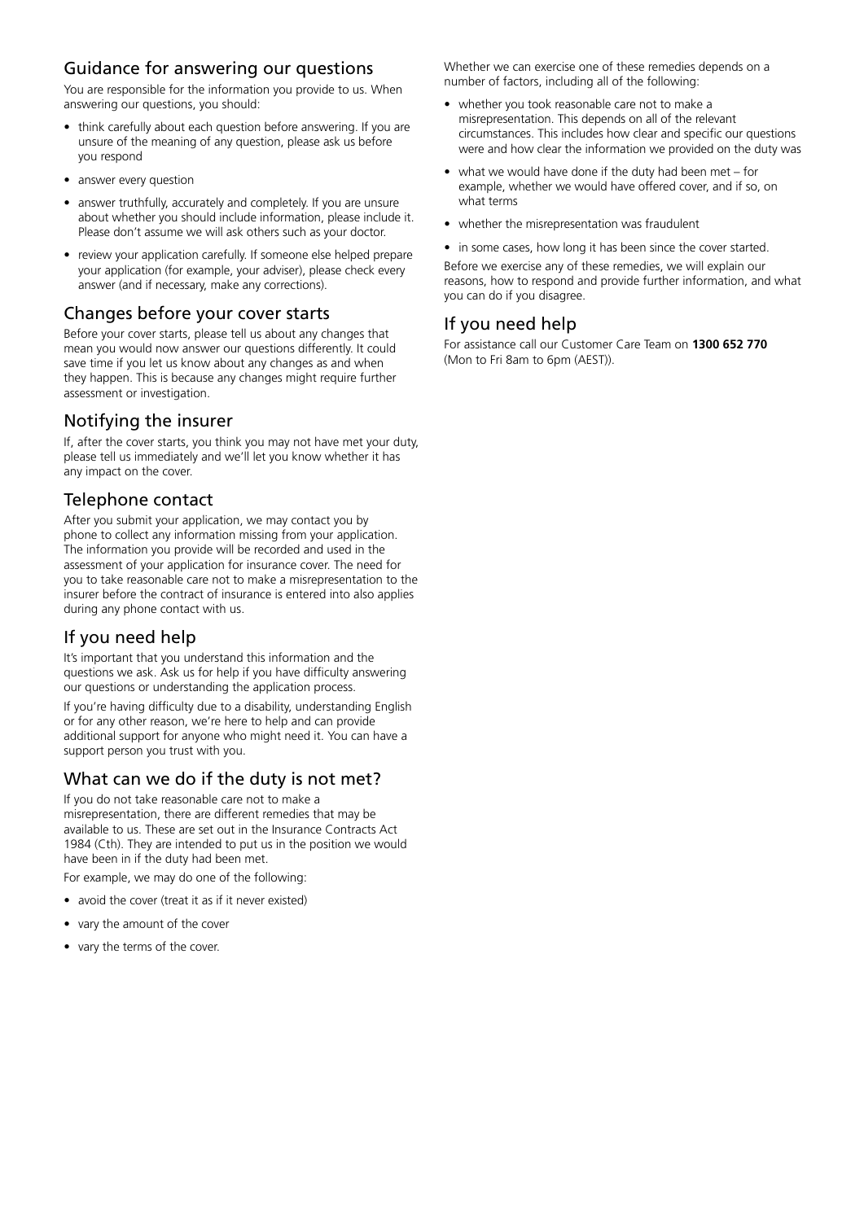## Guidance for answering our questions

You are responsible for the information you provide to us. When answering our questions, you should:

- think carefully about each question before answering. If you are unsure of the meaning of any question, please ask us before you respond
- answer every question
- answer truthfully, accurately and completely. If you are unsure about whether you should include information, please include it. Please don't assume we will ask others such as your doctor.
- review your application carefully. If someone else helped prepare your application (for example, your adviser), please check every answer (and if necessary, make any corrections).

## Changes before your cover starts

Before your cover starts, please tell us about any changes that mean you would now answer our questions differently. It could save time if you let us know about any changes as and when they happen. This is because any changes might require further assessment or investigation.

## Notifying the insurer

If, after the cover starts, you think you may not have met your duty, please tell us immediately and we'll let you know whether it has any impact on the cover.

## Telephone contact

After you submit your application, we may contact you by phone to collect any information missing from your application. The information you provide will be recorded and used in the assessment of your application for insurance cover. The need for you to take reasonable care not to make a misrepresentation to the insurer before the contract of insurance is entered into also applies during any phone contact with us.

## If you need help

It's important that you understand this information and the questions we ask. Ask us for help if you have difficulty answering our questions or understanding the application process.

If you're having difficulty due to a disability, understanding English or for any other reason, we're here to help and can provide additional support for anyone who might need it. You can have a support person you trust with you.

## What can we do if the duty is not met?

If you do not take reasonable care not to make a misrepresentation, there are different remedies that may be available to us. These are set out in the Insurance Contracts Act 1984 (Cth). They are intended to put us in the position we would have been in if the duty had been met.

For example, we may do one of the following:

- avoid the cover (treat it as if it never existed)
- vary the amount of the cover
- vary the terms of the cover.

Whether we can exercise one of these remedies depends on a number of factors, including all of the following:

- whether you took reasonable care not to make a misrepresentation. This depends on all of the relevant circumstances. This includes how clear and specific our questions were and how clear the information we provided on the duty was
- what we would have done if the duty had been met – for example, whether we would have offered cover, and if so, on what terms
- whether the misrepresentation was fraudulent
- in some cases, how long it has been since the cover started.

Before we exercise any of these remedies, we will explain our reasons, how to respond and provide further information, and what you can do if you disagree.

## If you need help

For assistance call our Customer Care Team on **1300 652 770** (Mon to Fri 8am to 6pm (AEST)).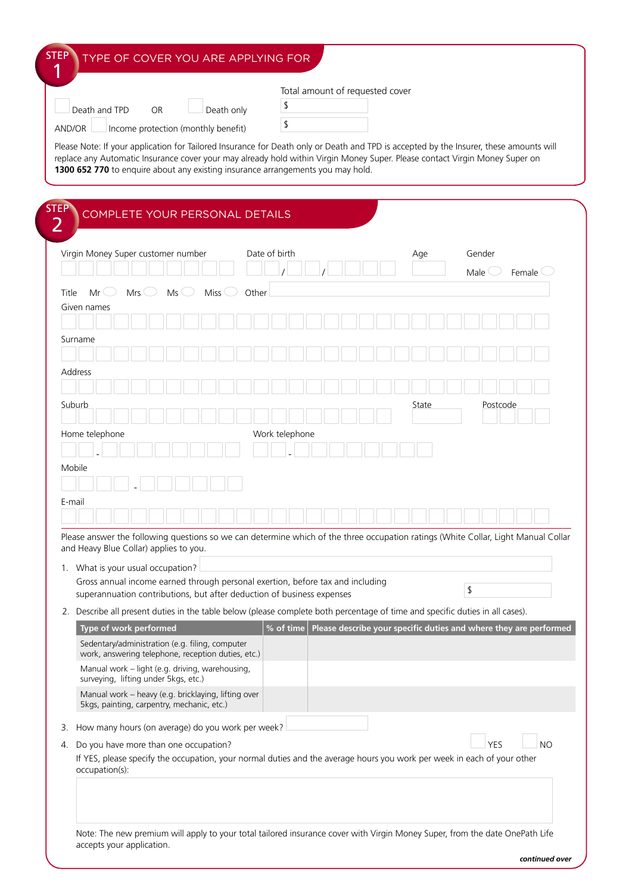## STEP 1 TYPE OF COVER YOU ARE APPLYING FOR

Total amount of requested cover

☐ Death and TPD OR ☐ Death only $

AND/OR ☐ Income protection (monthly benefit) $

Please Note: If your application for Tailored Insurance for Death only or Death and TPD is accepted by the Insurer, these amounts will replace any Automatic Insurance cover your may already hold within Virgin Money Super. Please contact Virgin Money Super on **1300 652 770** to enquire about any existing insurance arrangements you may hold.

## STEP 2 COMPLETE YOUR PERSONAL DETAILS

Virgin Money Super customer number

Date of birth / /

Age

Gender Male ◯ Female ◯

Title Mr ◯ Mrs ◯ Ms ◯ Miss ◯ Other

Given names

Surname

Address

Suburb

State

Postcode

Home telephone -

Work telephone -

Mobile -

E-mail

Please answer the following questions so we can determine which of the three occupation ratings (White Collar, Light Manual Collar and Heavy Blue Collar) applies to you.

1. What is your usual occupation?

   Gross annual income earned through personal exertion, before tax and including superannuation contributions, but after deduction of business expenses $

2. Describe all present duties in the table below (please complete both percentage of time and specific duties in all cases).

| Type of work performed | % of time | Please describe your specific duties and where they are performed |
|---|---|---|
| Sedentary/administration (e.g. filing, computer work, answering telephone, reception duties, etc.) | | |
| Manual work – light (e.g. driving, warehousing, surveying, lifting under 5kgs, etc.) | | |
| Manual work – heavy (e.g. bricklaying, lifting over 5kgs, painting, carpentry, mechanic, etc.) | | |

3. How many hours (on average) do you work per week?

4. Do you have more than one occupation? ☐ YES ☐ NO

   If YES, please specify the occupation, your normal duties and the average hours you work per week in each of your other occupation(s):

Note: The new premium will apply to your total tailored insurance cover with Virgin Money Super, from the date OnePath Life accepts your application.

***continued over***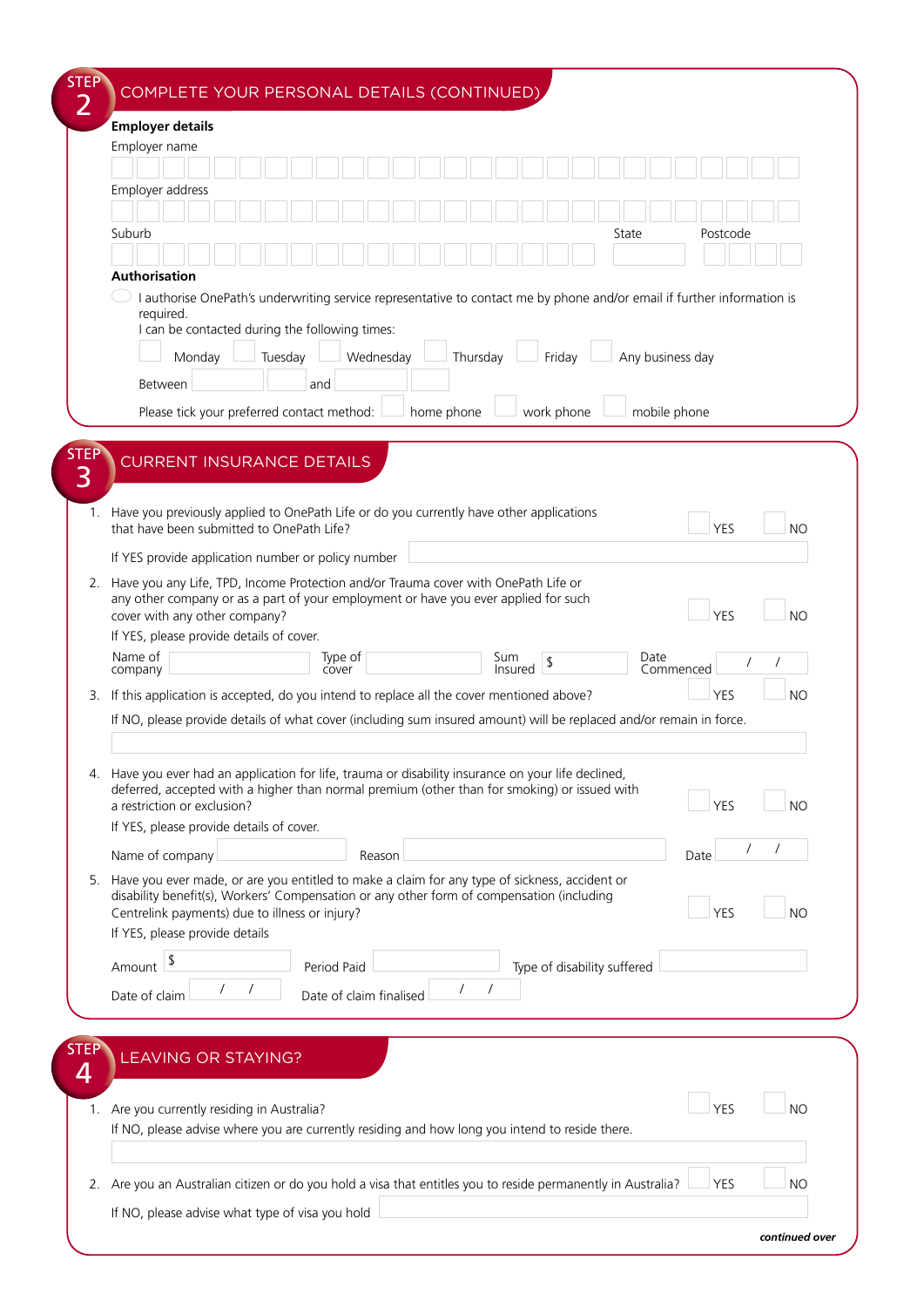## STEP 2 COMPLETE YOUR PERSONAL DETAILS (CONTINUED)

**Employer details**

Employer name

Employer address

Suburb  State  Postcode

**Authorisation**

☐ I authorise OnePath's underwriting service representative to contact me by phone and/or email if further information is required.

I can be contacted during the following times:

☐ Monday ☐ Tuesday ☐ Wednesday ☐ Thursday ☐ Friday ☐ Any business day

Between  and

Please tick your preferred contact method: ☐ home phone ☐ work phone ☐ mobile phone

## STEP 3 CURRENT INSURANCE DETAILS

1. Have you previously applied to OnePath Life or do you currently have other applications that have been submitted to OnePath Life? ☐ YES ☐ NO

   If YES provide application number or policy number

2. Have you any Life, TPD, Income Protection and/or Trauma cover with OnePath Life or any other company or as a part of your employment or have you ever applied for such cover with any other company? ☐ YES ☐ NO

   If YES, please provide details of cover.

   Name of company  Type of cover  Sum Insured $  Date Commenced / /

3. If this application is accepted, do you intend to replace all the cover mentioned above? ☐ YES ☐ NO

   If NO, please provide details of what cover (including sum insured amount) will be replaced and/or remain in force.

4. Have you ever had an application for life, trauma or disability insurance on your life declined, deferred, accepted with a higher than normal premium (other than for smoking) or issued with a restriction or exclusion? ☐ YES ☐ NO

   If YES, please provide details of cover.

   Name of company  Reason  Date / /

5. Have you ever made, or are you entitled to make a claim for any type of sickness, accident or disability benefit(s), Workers' Compensation or any other form of compensation (including Centrelink payments) due to illness or injury? ☐ YES ☐ NO

   If YES, please provide details

   Amount $  Period Paid  Type of disability suffered

   Date of claim / /  Date of claim finalised / /

## STEP 4 LEAVING OR STAYING?

1. Are you currently residing in Australia? ☐ YES ☐ NO

   If NO, please advise where you are currently residing and how long you intend to reside there.

2. Are you an Australian citizen or do you hold a visa that entitles you to reside permanently in Australia? ☐ YES ☐ NO

   If NO, please advise what type of visa you hold

*continued over*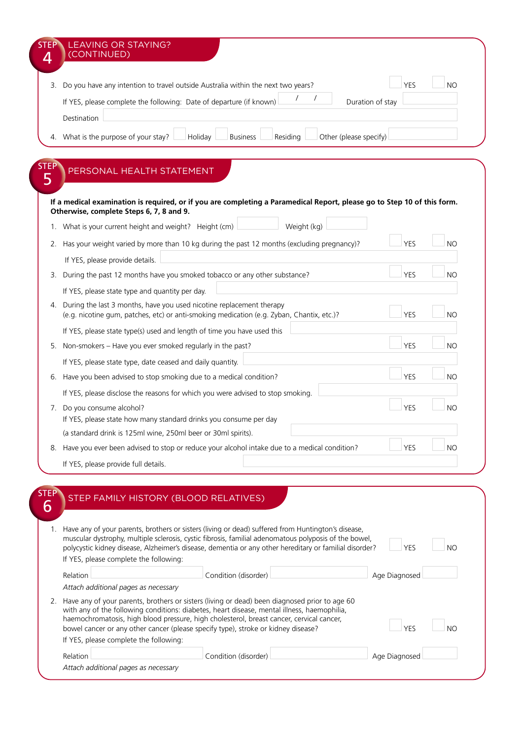## STEP 4 LEAVING OR STAYING? (CONTINUED)

3. Do you have any intention to travel outside Australia within the next two years? ☐ YES ☐ NO

   If YES, please complete the following: Date of departure (if known) ___ / ___ / ___ Duration of stay ________

   Destination ________

4. What is the purpose of your stay? ☐ Holiday ☐ Business ☐ Residing ☐ Other (please specify) ________

## STEP 5 PERSONAL HEALTH STATEMENT

**If a medical examination is required, or if you are completing a Paramedical Report, please go to Step 10 of this form. Otherwise, complete Steps 6, 7, 8 and 9.**

1. What is your current height and weight? Height (cm) ________ Weight (kg) ________

2. Has your weight varied by more than 10 kg during the past 12 months (excluding pregnancy)? ☐ YES ☐ NO

   If YES, please provide details. ________

3. During the past 12 months have you smoked tobacco or any other substance? ☐ YES ☐ NO

   If YES, please state type and quantity per day. ________

4. During the last 3 months, have you used nicotine replacement therapy (e.g. nicotine gum, patches, etc) or anti-smoking medication (e.g. Zyban, Chantix, etc.)? ☐ YES ☐ NO

   If YES, please state type(s) used and length of time you have used this ________

5. Non-smokers – Have you ever smoked regularly in the past? ☐ YES ☐ NO

   If YES, please state type, date ceased and daily quantity. ________

6. Have you been advised to stop smoking due to a medical condition? ☐ YES ☐ NO

   If YES, please disclose the reasons for which you were advised to stop smoking. ________

7. Do you consume alcohol? ☐ YES ☐ NO

   If YES, please state how many standard drinks you consume per day

   (a standard drink is 125ml wine, 250ml beer or 30ml spirits). ________

8. Have you ever been advised to stop or reduce your alcohol intake due to a medical condition? ☐ YES ☐ NO

   If YES, please provide full details. ________

## STEP 6 STEP FAMILY HISTORY (BLOOD RELATIVES)

1. Have any of your parents, brothers or sisters (living or dead) suffered from Huntington's disease, muscular dystrophy, multiple sclerosis, cystic fibrosis, familial adenomatous polyposis of the bowel, polycystic kidney disease, Alzheimer's disease, dementia or any other hereditary or familial disorder? ☐ YES ☐ NO

   If YES, please complete the following:

   Relation ________ Condition (disorder) ________ Age Diagnosed ________

   *Attach additional pages as necessary*

2. Have any of your parents, brothers or sisters (living or dead) been diagnosed prior to age 60 with any of the following conditions: diabetes, heart disease, mental illness, haemophilia, haemochromatosis, high blood pressure, high cholesterol, breast cancer, cervical cancer, bowel cancer or any other cancer (please specify type), stroke or kidney disease? ☐ YES ☐ NO

   If YES, please complete the following:

   Relation ________ Condition (disorder) ________ Age Diagnosed ________

   *Attach additional pages as necessary*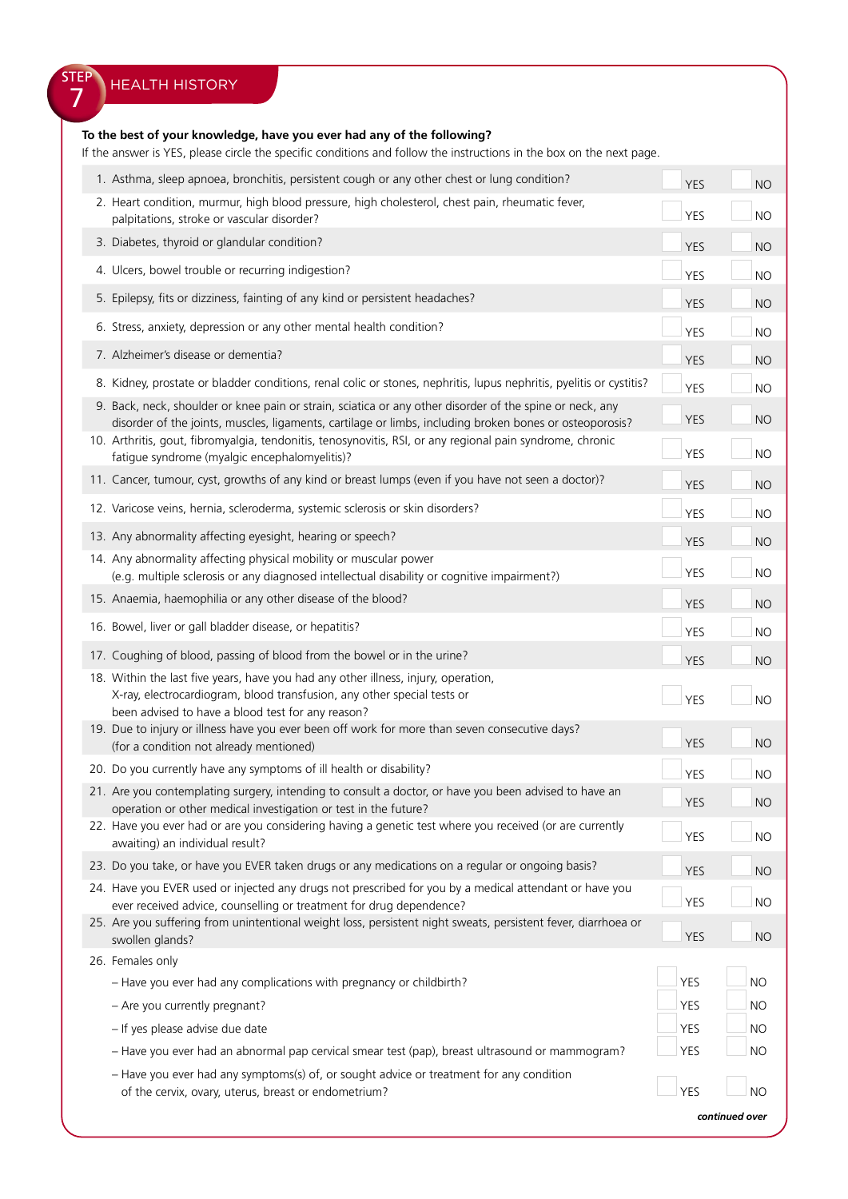## STEP 7 HEALTH HISTORY

**To the best of your knowledge, have you ever had any of the following?**
If the answer is YES, please circle the specific conditions and follow the instructions in the box on the next page.

| Question | YES | NO |
|---|---|---|
| 1. Asthma, sleep apnoea, bronchitis, persistent cough or any other chest or lung condition? | YES | NO |
| 2. Heart condition, murmur, high blood pressure, high cholesterol, chest pain, rheumatic fever, palpitations, stroke or vascular disorder? | YES | NO |
| 3. Diabetes, thyroid or glandular condition? | YES | NO |
| 4. Ulcers, bowel trouble or recurring indigestion? | YES | NO |
| 5. Epilepsy, fits or dizziness, fainting of any kind or persistent headaches? | YES | NO |
| 6. Stress, anxiety, depression or any other mental health condition? | YES | NO |
| 7. Alzheimer's disease or dementia? | YES | NO |
| 8. Kidney, prostate or bladder conditions, renal colic or stones, nephritis, lupus nephritis, pyelitis or cystitis? | YES | NO |
| 9. Back, neck, shoulder or knee pain or strain, sciatica or any other disorder of the spine or neck, any disorder of the joints, muscles, ligaments, cartilage or limbs, including broken bones or osteoporosis? | YES | NO |
| 10. Arthritis, gout, fibromyalgia, tendonitis, tenosynovitis, RSI, or any regional pain syndrome, chronic fatigue syndrome (myalgic encephalomyelitis)? | YES | NO |
| 11. Cancer, tumour, cyst, growths of any kind or breast lumps (even if you have not seen a doctor)? | YES | NO |
| 12. Varicose veins, hernia, scleroderma, systemic sclerosis or skin disorders? | YES | NO |
| 13. Any abnormality affecting eyesight, hearing or speech? | YES | NO |
| 14. Any abnormality affecting physical mobility or muscular power (e.g. multiple sclerosis or any diagnosed intellectual disability or cognitive impairment?) | YES | NO |
| 15. Anaemia, haemophilia or any other disease of the blood? | YES | NO |
| 16. Bowel, liver or gall bladder disease, or hepatitis? | YES | NO |
| 17. Coughing of blood, passing of blood from the bowel or in the urine? | YES | NO |
| 18. Within the last five years, have you had any other illness, injury, operation, X-ray, electrocardiogram, blood transfusion, any other special tests or been advised to have a blood test for any reason? | YES | NO |
| 19. Due to injury or illness have you ever been off work for more than seven consecutive days? (for a condition not already mentioned) | YES | NO |
| 20. Do you currently have any symptoms of ill health or disability? | YES | NO |
| 21. Are you contemplating surgery, intending to consult a doctor, or have you been advised to have an operation or other medical investigation or test in the future? | YES | NO |
| 22. Have you ever had or are you considering having a genetic test where you received (or are currently awaiting) an individual result? | YES | NO |
| 23. Do you take, or have you EVER taken drugs or any medications on a regular or ongoing basis? | YES | NO |
| 24. Have you EVER used or injected any drugs not prescribed for you by a medical attendant or have you ever received advice, counselling or treatment for drug dependence? | YES | NO |
| 25. Are you suffering from unintentional weight loss, persistent night sweats, persistent fever, diarrhoea or swollen glands? | YES | NO |
| 26. Females only | | |
| – Have you ever had any complications with pregnancy or childbirth? | YES | NO |
| – Are you currently pregnant? | YES | NO |
| – If yes please advise due date | YES | NO |
| – Have you ever had an abnormal pap cervical smear test (pap), breast ultrasound or mammogram? | YES | NO |
| – Have you ever had any symptoms(s) of, or sought advice or treatment for any condition of the cervix, ovary, uterus, breast or endometrium? | YES | NO |

*continued over*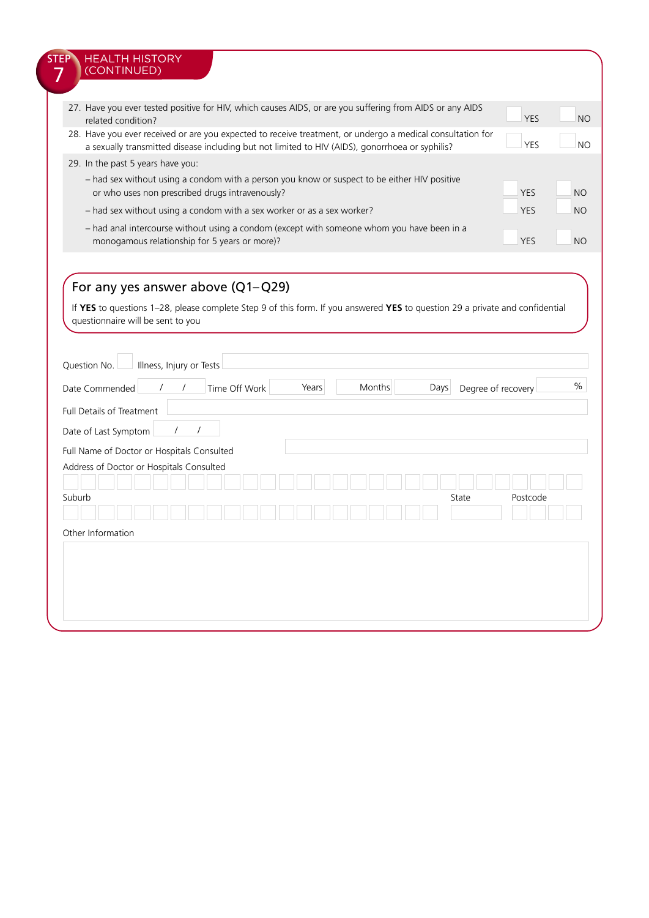## STEP 7 HEALTH HISTORY (CONTINUED)

| Question | | |
|---|---|---|
| 27. Have you ever tested positive for HIV, which causes AIDS, or are you suffering from AIDS or any AIDS related condition? | YES | NO |
| 28. Have you ever received or are you expected to receive treatment, or undergo a medical consultation for a sexually transmitted disease including but not limited to HIV (AIDS), gonorrhoea or syphilis? | YES | NO |
| 29. In the past 5 years have you: | | |
| – had sex without using a condom with a person you know or suspect to be either HIV positive or who uses non prescribed drugs intravenously? | YES | NO |
| – had sex without using a condom with a sex worker or as a sex worker? | YES | NO |
| – had anal intercourse without using a condom (except with someone whom you have been in a monogamous relationship for 5 years or more)? | YES | NO |

### For any yes answer above (Q1–Q29)

If **YES** to questions 1–28, please complete Step 9 of this form. If you answered **YES** to question 29 a private and confidential questionnaire will be sent to you

Question No. ____ Illness, Injury or Tests ____

Date Commenced ___ / ___ / ___ Time Off Work ____ Years ____ Months ____ Days Degree of recovery ____ %

Full Details of Treatment ____

Date of Last Symptom ___ / ___ / ___

Full Name of Doctor or Hospitals Consulted ____

Address of Doctor or Hospitals Consulted ____

Suburb ____ State ____ Postcode ____

Other Information

____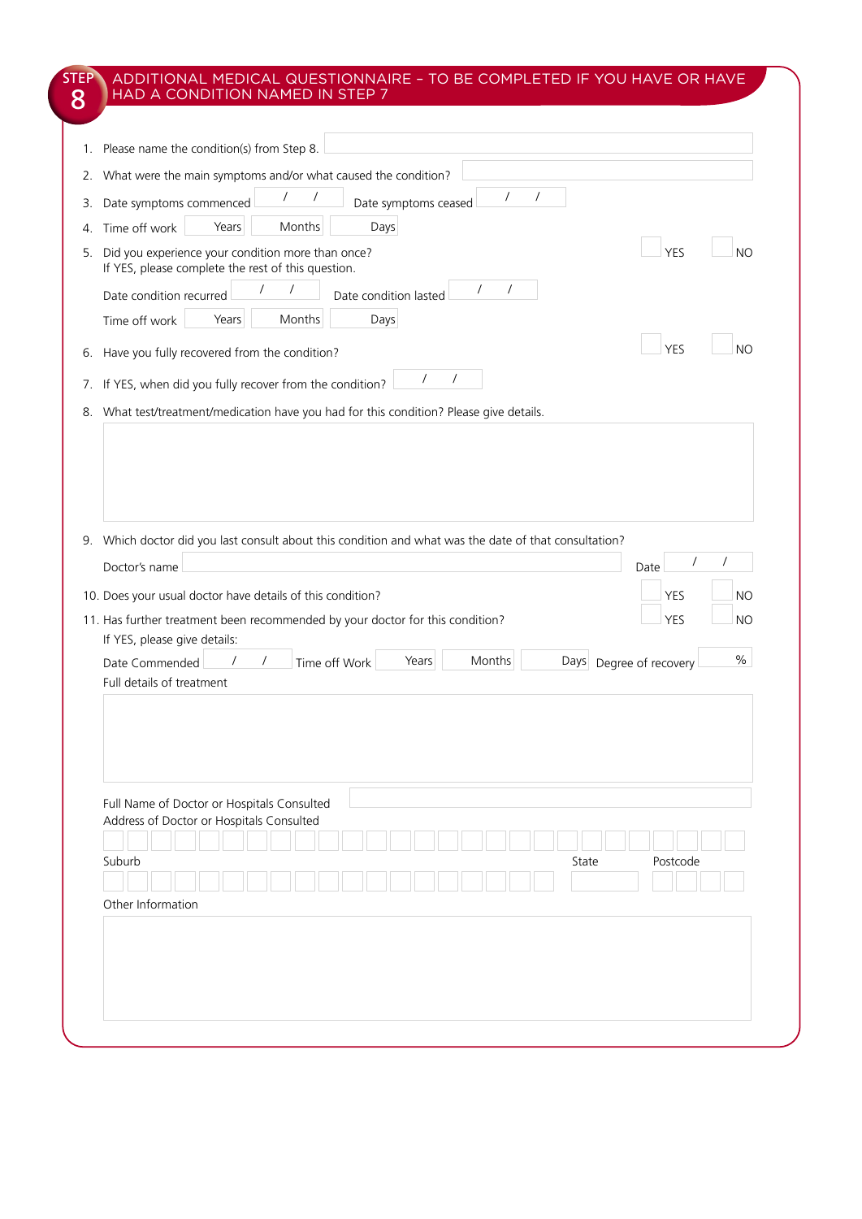# STEP 8 — ADDITIONAL MEDICAL QUESTIONNAIRE – TO BE COMPLETED IF YOU HAVE OR HAVE HAD A CONDITION NAMED IN STEP 7

1. Please name the condition(s) from Step 8. ______

2. What were the main symptoms and/or what caused the condition? ______

3. Date symptoms commenced ___ / ___ / ___ Date symptoms ceased ___ / ___ / ___

4. Time off work ___ Years ___ Months ___ Days

5. Did you experience your condition more than once? ☐ YES ☐ NO
   If YES, please complete the rest of this question.

   Date condition recurred ___ / ___ / ___ Date condition lasted ___ / ___ / ___

   Time off work ___ Years ___ Months ___ Days

6. Have you fully recovered from the condition? ☐ YES ☐ NO

7. If YES, when did you fully recover from the condition? ___ / ___ / ___

8. What test/treatment/medication have you had for this condition? Please give details.

   ______

9. Which doctor did you last consult about this condition and what was the date of that consultation?

   Doctor's name ______ Date ___ / ___ / ___

10. Does your usual doctor have details of this condition? ☐ YES ☐ NO

11. Has further treatment been recommended by your doctor for this condition? ☐ YES ☐ NO
    If YES, please give details:

    Date Commended ___ / ___ / ___ Time off Work ___ Years ___ Months ___ Days Degree of recovery ___ %

    Full details of treatment

    ______

    Full Name of Doctor or Hospitals Consulted ______

    Address of Doctor or Hospitals Consulted ______

    Suburb ______ State ______ Postcode ______

    Other Information

    ______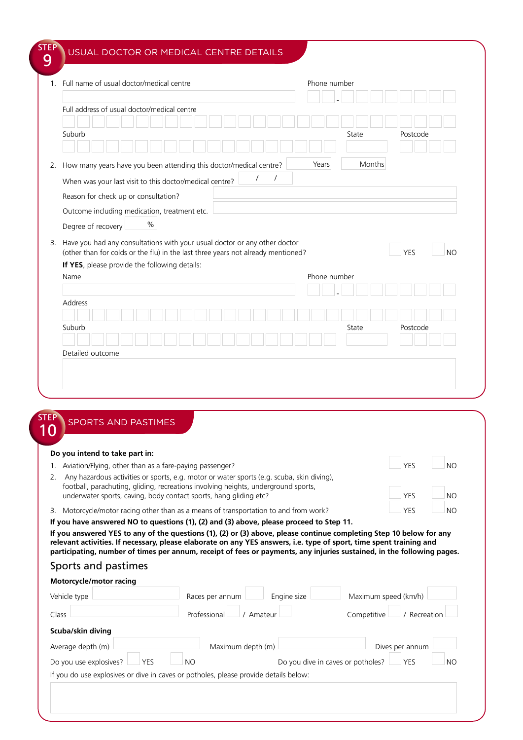## STEP 9 USUAL DOCTOR OR MEDICAL CENTRE DETAILS

1. Full name of usual doctor/medical centre

   Phone number -

   Full address of usual doctor/medical centre

   Suburb State Postcode

2. How many years have you been attending this doctor/medical centre? Years Months

   When was your last visit to this doctor/medical centre? / /

   Reason for check up or consultation?

   Outcome including medication, treatment etc.

   Degree of recovery %

3. Have you had any consultations with your usual doctor or any other doctor (other than for colds or the flu) in the last three years not already mentioned? YES NO

   **If YES**, please provide the following details:

   Name

   Phone number -

   Address

   Suburb State Postcode

   Detailed outcome

## STEP 10 SPORTS AND PASTIMES

**Do you intend to take part in:**

1. Aviation/Flying, other than as a fare-paying passenger? YES NO
2. Any hazardous activities or sports, e.g. motor or water sports (e.g. scuba, skin diving), football, parachuting, gliding, recreations involving heights, underground sports, underwater sports, caving, body contact sports, hang gliding etc? YES NO
3. Motorcycle/motor racing other than as a means of transportation to and from work? YES NO

**If you have answered NO to questions (1), (2) and (3) above, please proceed to Step 11.**

**If you answered YES to any of the questions (1), (2) or (3) above, please continue completing Step 10 below for any relevant activities. If necessary, please elaborate on any YES answers, i.e. type of sport, time spent training and participating, number of times per annum, receipt of fees or payments, any injuries sustained, in the following pages.**

### Sports and pastimes

**Motorcycle/motor racing**

Vehicle type Races per annum Engine size Maximum speed (km/h)

Class Professional / Amateur Competitive / Recreation

**Scuba/skin diving**

Average depth (m) Maximum depth (m) Dives per annum

Do you use explosives? YES NO Do you dive in caves or potholes? YES NO

If you do use explosives or dive in caves or potholes, please provide details below: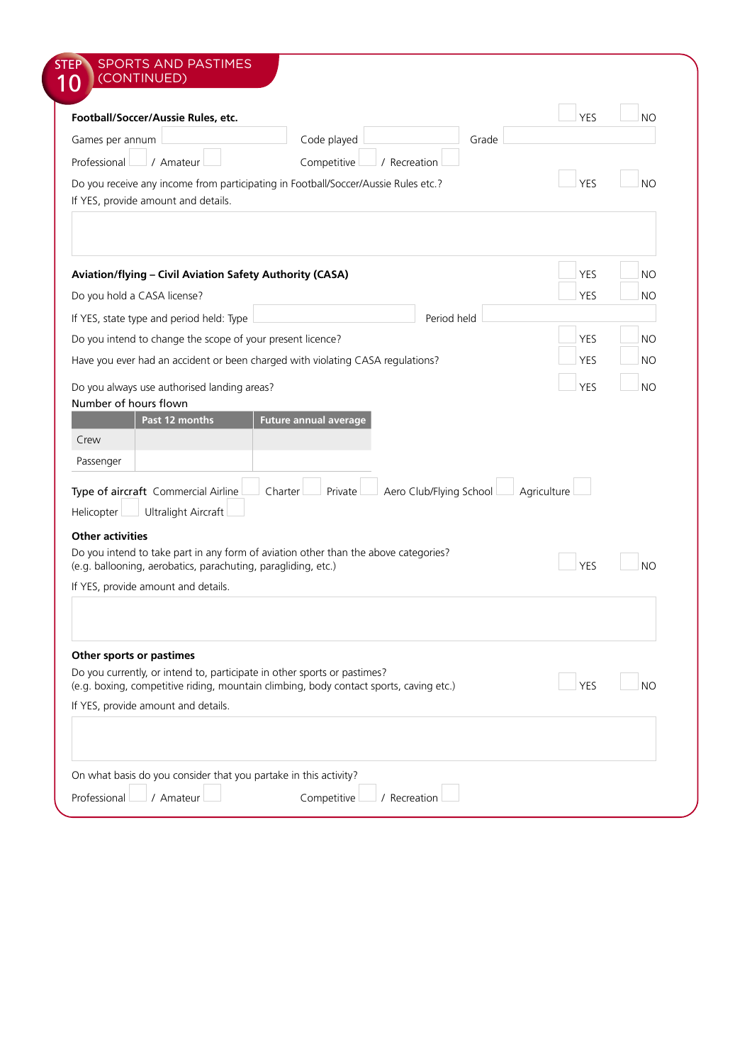## STEP 10 SPORTS AND PASTIMES (CONTINUED)

**Football/Soccer/Aussie Rules, etc.** YES ☐ NO ☐

Games per annum ______ Code played ______ Grade ______

Professional ☐ / Amateur ☐ Competitive ☐ / Recreation ☐

Do you receive any income from participating in Football/Soccer/Aussie Rules etc.? YES ☐ NO ☐

If YES, provide amount and details.

**Aviation/flying – Civil Aviation Safety Authority (CASA)** YES ☐ NO ☐

Do you hold a CASA license? YES ☐ NO ☐

If YES, state type and period held: Type ______ Period held ______

Do you intend to change the scope of your present licence? YES ☐ NO ☐

Have you ever had an accident or been charged with violating CASA regulations? YES ☐ NO ☐

Do you always use authorised landing areas? YES ☐ NO ☐

Number of hours flown

| | Past 12 months | Future annual average |
|---|---|---|
| Crew | | |
| Passenger | | |

Type of aircraft Commercial Airline ☐ Charter ☐ Private ☐ Aero Club/Flying School ☐ Agriculture ☐ Helicopter ☐ Ultralight Aircraft ☐

**Other activities**

Do you intend to take part in any form of aviation other than the above categories? (e.g. ballooning, aerobatics, parachuting, paragliding, etc.) YES ☐ NO ☐

If YES, provide amount and details.

**Other sports or pastimes**

Do you currently, or intend to, participate in other sports or pastimes? (e.g. boxing, competitive riding, mountain climbing, body contact sports, caving etc.) YES ☐ NO ☐

If YES, provide amount and details.

On what basis do you consider that you partake in this activity?

Professional ☐ / Amateur ☐ Competitive ☐ / Recreation ☐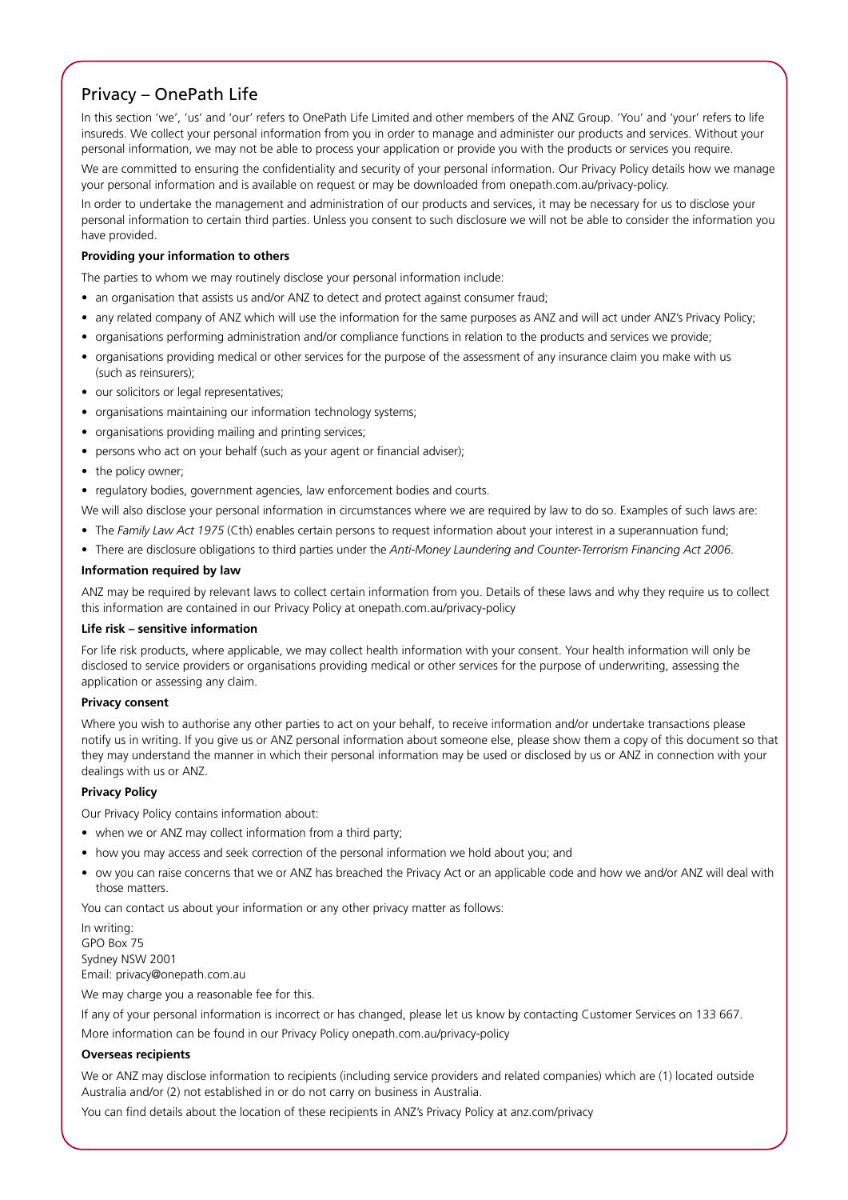## Privacy – OnePath Life

In this section 'we', 'us' and 'our' refers to OnePath Life Limited and other members of the ANZ Group. 'You' and 'your' refers to life insureds. We collect your personal information from you in order to manage and administer our products and services. Without your personal information, we may not be able to process your application or provide you with the products or services you require.

We are committed to ensuring the confidentiality and security of your personal information. Our Privacy Policy details how we manage your personal information and is available on request or may be downloaded from onepath.com.au/privacy-policy.

In order to undertake the management and administration of our products and services, it may be necessary for us to disclose your personal information to certain third parties. Unless you consent to such disclosure we will not be able to consider the information you have provided.

**Providing your information to others**

The parties to whom we may routinely disclose your personal information include:

- an organisation that assists us and/or ANZ to detect and protect against consumer fraud;
- any related company of ANZ which will use the information for the same purposes as ANZ and will act under ANZ's Privacy Policy;
- organisations performing administration and/or compliance functions in relation to the products and services we provide;
- organisations providing medical or other services for the purpose of the assessment of any insurance claim you make with us (such as reinsurers);
- our solicitors or legal representatives;
- organisations maintaining our information technology systems;
- organisations providing mailing and printing services;
- persons who act on your behalf (such as your agent or financial adviser);
- the policy owner;
- regulatory bodies, government agencies, law enforcement bodies and courts.

We will also disclose your personal information in circumstances where we are required by law to do so. Examples of such laws are:

- The *Family Law Act 1975* (Cth) enables certain persons to request information about your interest in a superannuation fund;
- There are disclosure obligations to third parties under the *Anti-Money Laundering and Counter-Terrorism Financing Act 2006*.

**Information required by law**

ANZ may be required by relevant laws to collect certain information from you. Details of these laws and why they require us to collect this information are contained in our Privacy Policy at onepath.com.au/privacy-policy

**Life risk – sensitive information**

For life risk products, where applicable, we may collect health information with your consent. Your health information will only be disclosed to service providers or organisations providing medical or other services for the purpose of underwriting, assessing the application or assessing any claim.

**Privacy consent**

Where you wish to authorise any other parties to act on your behalf, to receive information and/or undertake transactions please notify us in writing. If you give us or ANZ personal information about someone else, please show them a copy of this document so that they may understand the manner in which their personal information may be used or disclosed by us or ANZ in connection with your dealings with us or ANZ.

**Privacy Policy**

Our Privacy Policy contains information about:

- when we or ANZ may collect information from a third party;
- how you may access and seek correction of the personal information we hold about you; and
- ow you can raise concerns that we or ANZ has breached the Privacy Act or an applicable code and how we and/or ANZ will deal with those matters.

You can contact us about your information or any other privacy matter as follows:

In writing:
GPO Box 75
Sydney NSW 2001
Email: privacy@onepath.com.au

We may charge you a reasonable fee for this.

If any of your personal information is incorrect or has changed, please let us know by contacting Customer Services on 133 667.

More information can be found in our Privacy Policy onepath.com.au/privacy-policy

**Overseas recipients**

We or ANZ may disclose information to recipients (including service providers and related companies) which are (1) located outside Australia and/or (2) not established in or do not carry on business in Australia.

You can find details about the location of these recipients in ANZ's Privacy Policy at anz.com/privacy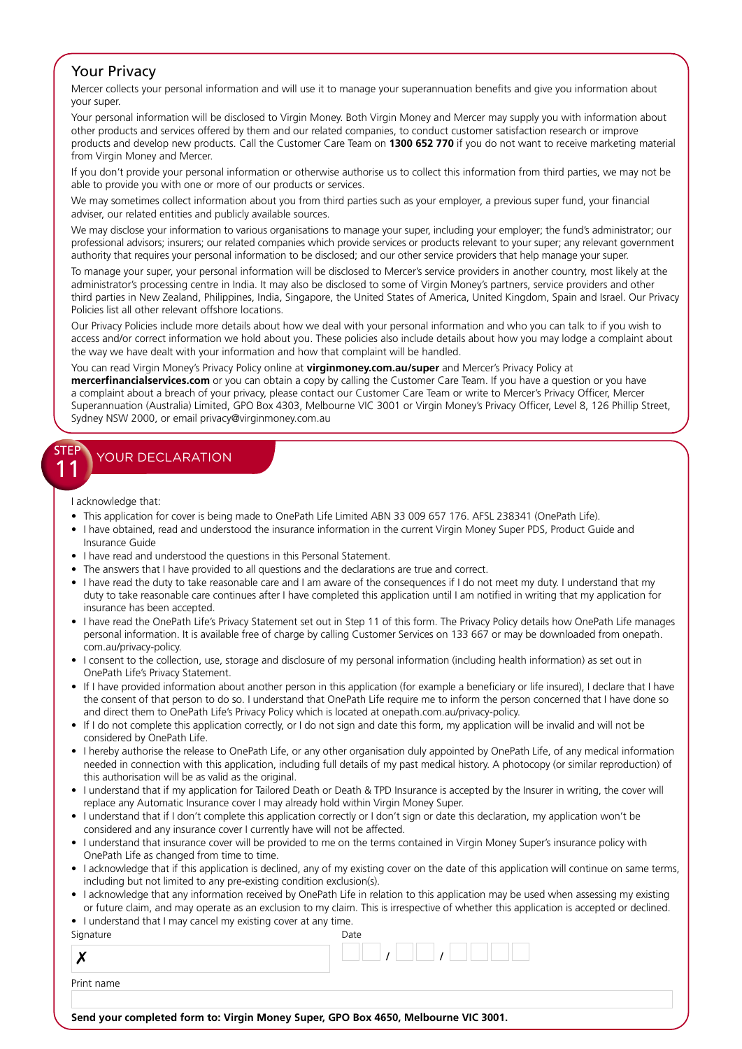## Your Privacy

Mercer collects your personal information and will use it to manage your superannuation benefits and give you information about your super.

Your personal information will be disclosed to Virgin Money. Both Virgin Money and Mercer may supply you with information about other products and services offered by them and our related companies, to conduct customer satisfaction research or improve products and develop new products. Call the Customer Care Team on **1300 652 770** if you do not want to receive marketing material from Virgin Money and Mercer.

If you don't provide your personal information or otherwise authorise us to collect this information from third parties, we may not be able to provide you with one or more of our products or services.

We may sometimes collect information about you from third parties such as your employer, a previous super fund, your financial adviser, our related entities and publicly available sources.

We may disclose your information to various organisations to manage your super, including your employer; the fund's administrator; our professional advisors; insurers; our related companies which provide services or products relevant to your super; any relevant government authority that requires your personal information to be disclosed; and our other service providers that help manage your super.

To manage your super, your personal information will be disclosed to Mercer's service providers in another country, most likely at the administrator's processing centre in India. It may also be disclosed to some of Virgin Money's partners, service providers and other third parties in New Zealand, Philippines, India, Singapore, the United States of America, United Kingdom, Spain and Israel. Our Privacy Policies list all other relevant offshore locations.

Our Privacy Policies include more details about how we deal with your personal information and who you can talk to if you wish to access and/or correct information we hold about you. These policies also include details about how you may lodge a complaint about the way we have dealt with your information and how that complaint will be handled.

You can read Virgin Money's Privacy Policy online at **virginmoney.com.au/super** and Mercer's Privacy Policy at **mercerfinancialservices.com** or you can obtain a copy by calling the Customer Care Team. If you have a question or you have a complaint about a breach of your privacy, please contact our Customer Care Team or write to Mercer's Privacy Officer, Mercer Superannuation (Australia) Limited, GPO Box 4303, Melbourne VIC 3001 or Virgin Money's Privacy Officer, Level 8, 126 Phillip Street, Sydney NSW 2000, or email privacy@virginmoney.com.au

## STEP 11 YOUR DECLARATION

I acknowledge that:

- This application for cover is being made to OnePath Life Limited ABN 33 009 657 176. AFSL 238341 (OnePath Life).
- I have obtained, read and understood the insurance information in the current Virgin Money Super PDS, Product Guide and Insurance Guide
- I have read and understood the questions in this Personal Statement.
- The answers that I have provided to all questions and the declarations are true and correct.
- I have read the duty to take reasonable care and I am aware of the consequences if I do not meet my duty. I understand that my duty to take reasonable care continues after I have completed this application until I am notified in writing that my application for insurance has been accepted.
- I have read the OnePath Life's Privacy Statement set out in Step 11 of this form. The Privacy Policy details how OnePath Life manages personal information. It is available free of charge by calling Customer Services on 133 667 or may be downloaded from onepath.com.au/privacy-policy.
- I consent to the collection, use, storage and disclosure of my personal information (including health information) as set out in OnePath Life's Privacy Statement.
- If I have provided information about another person in this application (for example a beneficiary or life insured), I declare that I have the consent of that person to do so. I understand that OnePath Life require me to inform the person concerned that I have done so and direct them to OnePath Life's Privacy Policy which is located at onepath.com.au/privacy-policy.
- If I do not complete this application correctly, or I do not sign and date this form, my application will be invalid and will not be considered by OnePath Life.
- I hereby authorise the release to OnePath Life, or any other organisation duly appointed by OnePath Life, of any medical information needed in connection with this application, including full details of my past medical history. A photocopy (or similar reproduction) of this authorisation will be as valid as the original.
- I understand that if my application for Tailored Death or Death & TPD Insurance is accepted by the Insurer in writing, the cover will replace any Automatic Insurance cover I may already hold within Virgin Money Super.
- I understand that if I don't complete this application correctly or I don't sign or date this declaration, my application won't be considered and any insurance cover I currently have will not be affected.
- I understand that insurance cover will be provided to me on the terms contained in Virgin Money Super's insurance policy with OnePath Life as changed from time to time.
- I acknowledge that if this application is declined, any of my existing cover on the date of this application will continue on same terms, including but not limited to any pre-existing condition exclusion(s).
- I acknowledge that any information received by OnePath Life in relation to this application may be used when assessing my existing or future claim, and may operate as an exclusion to my claim. This is irrespective of whether this application is accepted or declined.
- I understand that I may cancel my existing cover at any time.

Signature ✗ ______________________ Date __ __ / __ __ / __ __ __ __

Print name ______________________

**Send your completed form to: Virgin Money Super, GPO Box 4650, Melbourne VIC 3001.**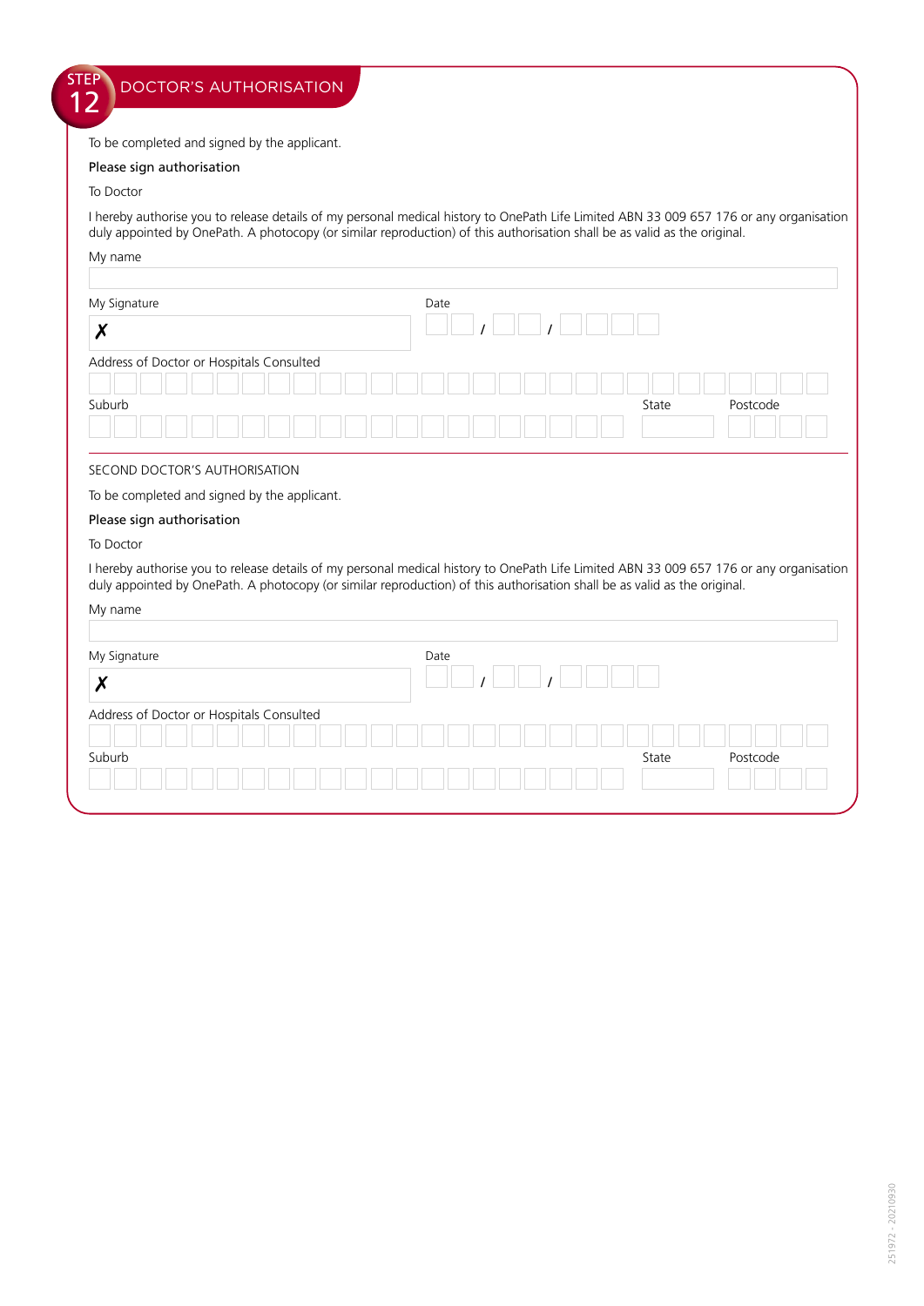## STEP 12 DOCTOR'S AUTHORISATION

To be completed and signed by the applicant.

Please sign authorisation

To Doctor

I hereby authorise you to release details of my personal medical history to OnePath Life Limited ABN 33 009 657 176 or any organisation duly appointed by OnePath. A photocopy (or similar reproduction) of this authorisation shall be as valid as the original.

My name

My Signature

✗

Date

/ /

Address of Doctor or Hospitals Consulted

Suburb

State

Postcode

SECOND DOCTOR'S AUTHORISATION

To be completed and signed by the applicant.

Please sign authorisation

To Doctor

I hereby authorise you to release details of my personal medical history to OnePath Life Limited ABN 33 009 657 176 or any organisation duly appointed by OnePath. A photocopy (or similar reproduction) of this authorisation shall be as valid as the original.

My name

My Signature

✗

Date

/ /

Address of Doctor or Hospitals Consulted

Suburb

State

Postcode

251972 - 20210930